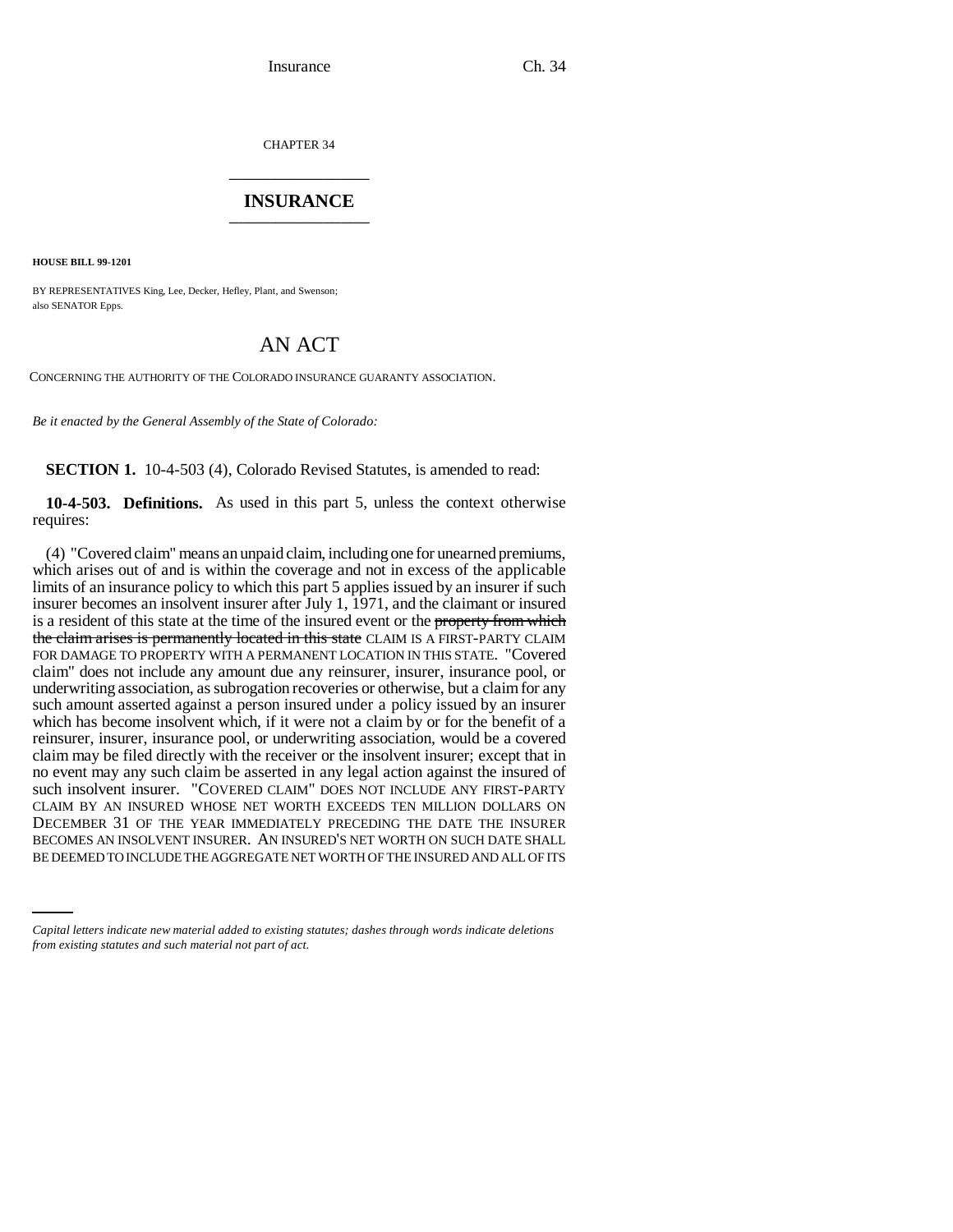CHAPTER 34

# INSURANCE

**HOUSE BILL 99-1201**

BY REPRESENTATIVES King, Lee, Decker, Hefley, Plant, and Swenson;
also SENATOR Epps.

## AN ACT

CONCERNING THE AUTHORITY OF THE COLORADO INSURANCE GUARANTY ASSOCIATION.

*Be it enacted by the General Assembly of the State of Colorado:*

**SECTION 1.** 10-4-503 (4), Colorado Revised Statutes, is amended to read:

**10-4-503. Definitions.** As used in this part 5, unless the context otherwise requires:

(4) "Covered claim" means an unpaid claim, including one for unearned premiums, which arises out of and is within the coverage and not in excess of the applicable limits of an insurance policy to which this part 5 applies issued by an insurer if such insurer becomes an insolvent insurer after July 1, 1971, and the claimant or insured is a resident of this state at the time of the insured event or the ~~property from which the claim arises is permanently located in this state~~ CLAIM IS A FIRST-PARTY CLAIM FOR DAMAGE TO PROPERTY WITH A PERMANENT LOCATION IN THIS STATE. "Covered claim" does not include any amount due any reinsurer, insurer, insurance pool, or underwriting association, as subrogation recoveries or otherwise, but a claim for any such amount asserted against a person insured under a policy issued by an insurer which has become insolvent which, if it were not a claim by or for the benefit of a reinsurer, insurer, insurance pool, or underwriting association, would be a covered claim may be filed directly with the receiver or the insolvent insurer; except that in no event may any such claim be asserted in any legal action against the insured of such insolvent insurer. "COVERED CLAIM" DOES NOT INCLUDE ANY FIRST-PARTY CLAIM BY AN INSURED WHOSE NET WORTH EXCEEDS TEN MILLION DOLLARS ON DECEMBER 31 OF THE YEAR IMMEDIATELY PRECEDING THE DATE THE INSURER BECOMES AN INSOLVENT INSURER. AN INSURED'S NET WORTH ON SUCH DATE SHALL BE DEEMED TO INCLUDE THE AGGREGATE NET WORTH OF THE INSURED AND ALL OF ITS

*Capital letters indicate new material added to existing statutes; dashes through words indicate deletions from existing statutes and such material not part of act.*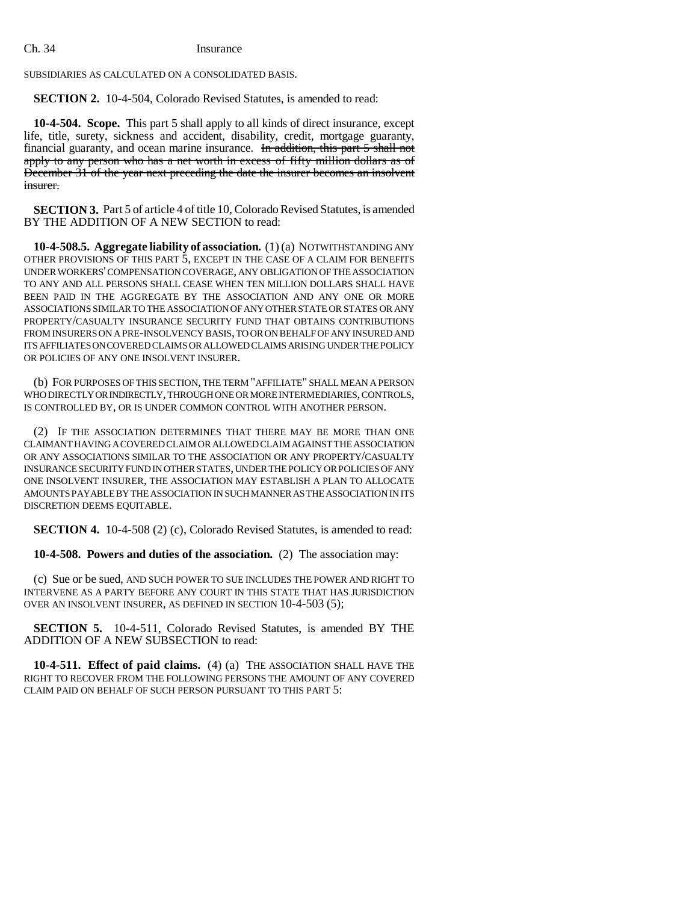SUBSIDIARIES AS CALCULATED ON A CONSOLIDATED BASIS.

**SECTION 2.** 10-4-504, Colorado Revised Statutes, is amended to read:

**10-4-504. Scope.** This part 5 shall apply to all kinds of direct insurance, except life, title, surety, sickness and accident, disability, credit, mortgage guaranty, financial guaranty, and ocean marine insurance. ~~In addition, this part 5 shall not apply to any person who has a net worth in excess of fifty million dollars as of December 31 of the year next preceding the date the insurer becomes an insolvent insurer.~~

**SECTION 3.** Part 5 of article 4 of title 10, Colorado Revised Statutes, is amended BY THE ADDITION OF A NEW SECTION to read:

**10-4-508.5. Aggregate liability of association.** (1) (a) NOTWITHSTANDING ANY OTHER PROVISIONS OF THIS PART 5, EXCEPT IN THE CASE OF A CLAIM FOR BENEFITS UNDER WORKERS' COMPENSATION COVERAGE, ANY OBLIGATION OF THE ASSOCIATION TO ANY AND ALL PERSONS SHALL CEASE WHEN TEN MILLION DOLLARS SHALL HAVE BEEN PAID IN THE AGGREGATE BY THE ASSOCIATION AND ANY ONE OR MORE ASSOCIATIONS SIMILAR TO THE ASSOCIATION OF ANY OTHER STATE OR STATES OR ANY PROPERTY/CASUALTY INSURANCE SECURITY FUND THAT OBTAINS CONTRIBUTIONS FROM INSURERS ON A PRE-INSOLVENCY BASIS, TO OR ON BEHALF OF ANY INSURED AND ITS AFFILIATES ON COVERED CLAIMS OR ALLOWED CLAIMS ARISING UNDER THE POLICY OR POLICIES OF ANY ONE INSOLVENT INSURER.

(b) FOR PURPOSES OF THIS SECTION, THE TERM "AFFILIATE" SHALL MEAN A PERSON WHO DIRECTLY OR INDIRECTLY, THROUGH ONE OR MORE INTERMEDIARIES, CONTROLS, IS CONTROLLED BY, OR IS UNDER COMMON CONTROL WITH ANOTHER PERSON.

(2) IF THE ASSOCIATION DETERMINES THAT THERE MAY BE MORE THAN ONE CLAIMANT HAVING A COVERED CLAIM OR ALLOWED CLAIM AGAINST THE ASSOCIATION OR ANY ASSOCIATIONS SIMILAR TO THE ASSOCIATION OR ANY PROPERTY/CASUALTY INSURANCE SECURITY FUND IN OTHER STATES, UNDER THE POLICY OR POLICIES OF ANY ONE INSOLVENT INSURER, THE ASSOCIATION MAY ESTABLISH A PLAN TO ALLOCATE AMOUNTS PAYABLE BY THE ASSOCIATION IN SUCH MANNER AS THE ASSOCIATION IN ITS DISCRETION DEEMS EQUITABLE.

**SECTION 4.** 10-4-508 (2) (c), Colorado Revised Statutes, is amended to read:

**10-4-508. Powers and duties of the association.** (2) The association may:

(c) Sue or be sued, AND SUCH POWER TO SUE INCLUDES THE POWER AND RIGHT TO INTERVENE AS A PARTY BEFORE ANY COURT IN THIS STATE THAT HAS JURISDICTION OVER AN INSOLVENT INSURER, AS DEFINED IN SECTION 10-4-503 (5);

**SECTION 5.** 10-4-511, Colorado Revised Statutes, is amended BY THE ADDITION OF A NEW SUBSECTION to read:

**10-4-511. Effect of paid claims.** (4) (a) THE ASSOCIATION SHALL HAVE THE RIGHT TO RECOVER FROM THE FOLLOWING PERSONS THE AMOUNT OF ANY COVERED CLAIM PAID ON BEHALF OF SUCH PERSON PURSUANT TO THIS PART 5: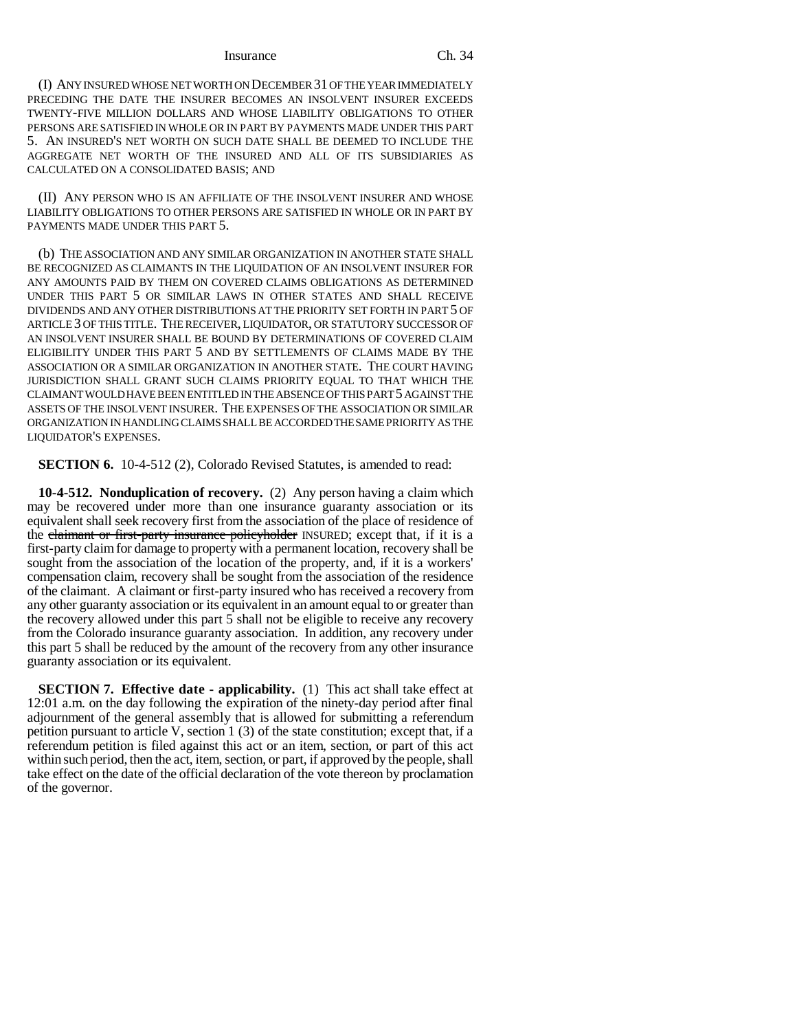(I) ANY INSURED WHOSE NET WORTH ON DECEMBER 31 OF THE YEAR IMMEDIATELY PRECEDING THE DATE THE INSURER BECOMES AN INSOLVENT INSURER EXCEEDS TWENTY-FIVE MILLION DOLLARS AND WHOSE LIABILITY OBLIGATIONS TO OTHER PERSONS ARE SATISFIED IN WHOLE OR IN PART BY PAYMENTS MADE UNDER THIS PART 5. AN INSURED'S NET WORTH ON SUCH DATE SHALL BE DEEMED TO INCLUDE THE AGGREGATE NET WORTH OF THE INSURED AND ALL OF ITS SUBSIDIARIES AS CALCULATED ON A CONSOLIDATED BASIS; AND

(II) ANY PERSON WHO IS AN AFFILIATE OF THE INSOLVENT INSURER AND WHOSE LIABILITY OBLIGATIONS TO OTHER PERSONS ARE SATISFIED IN WHOLE OR IN PART BY PAYMENTS MADE UNDER THIS PART 5.

(b) THE ASSOCIATION AND ANY SIMILAR ORGANIZATION IN ANOTHER STATE SHALL BE RECOGNIZED AS CLAIMANTS IN THE LIQUIDATION OF AN INSOLVENT INSURER FOR ANY AMOUNTS PAID BY THEM ON COVERED CLAIMS OBLIGATIONS AS DETERMINED UNDER THIS PART 5 OR SIMILAR LAWS IN OTHER STATES AND SHALL RECEIVE DIVIDENDS AND ANY OTHER DISTRIBUTIONS AT THE PRIORITY SET FORTH IN PART 5 OF ARTICLE 3 OF THIS TITLE. THE RECEIVER, LIQUIDATOR, OR STATUTORY SUCCESSOR OF AN INSOLVENT INSURER SHALL BE BOUND BY DETERMINATIONS OF COVERED CLAIM ELIGIBILITY UNDER THIS PART 5 AND BY SETTLEMENTS OF CLAIMS MADE BY THE ASSOCIATION OR A SIMILAR ORGANIZATION IN ANOTHER STATE. THE COURT HAVING JURISDICTION SHALL GRANT SUCH CLAIMS PRIORITY EQUAL TO THAT WHICH THE CLAIMANT WOULD HAVE BEEN ENTITLED IN THE ABSENCE OF THIS PART 5 AGAINST THE ASSETS OF THE INSOLVENT INSURER. THE EXPENSES OF THE ASSOCIATION OR SIMILAR ORGANIZATION IN HANDLING CLAIMS SHALL BE ACCORDED THE SAME PRIORITY AS THE LIQUIDATOR'S EXPENSES.

**SECTION 6.** 10-4-512 (2), Colorado Revised Statutes, is amended to read:

**10-4-512. Nonduplication of recovery.** (2) Any person having a claim which may be recovered under more than one insurance guaranty association or its equivalent shall seek recovery first from the association of the place of residence of the ~~claimant or first-party insurance policyholder~~ INSURED; except that, if it is a first-party claim for damage to property with a permanent location, recovery shall be sought from the association of the location of the property, and, if it is a workers' compensation claim, recovery shall be sought from the association of the residence of the claimant. A claimant or first-party insured who has received a recovery from any other guaranty association or its equivalent in an amount equal to or greater than the recovery allowed under this part 5 shall not be eligible to receive any recovery from the Colorado insurance guaranty association. In addition, any recovery under this part 5 shall be reduced by the amount of the recovery from any other insurance guaranty association or its equivalent.

**SECTION 7. Effective date - applicability.** (1) This act shall take effect at 12:01 a.m. on the day following the expiration of the ninety-day period after final adjournment of the general assembly that is allowed for submitting a referendum petition pursuant to article V, section 1 (3) of the state constitution; except that, if a referendum petition is filed against this act or an item, section, or part of this act within such period, then the act, item, section, or part, if approved by the people, shall take effect on the date of the official declaration of the vote thereon by proclamation of the governor.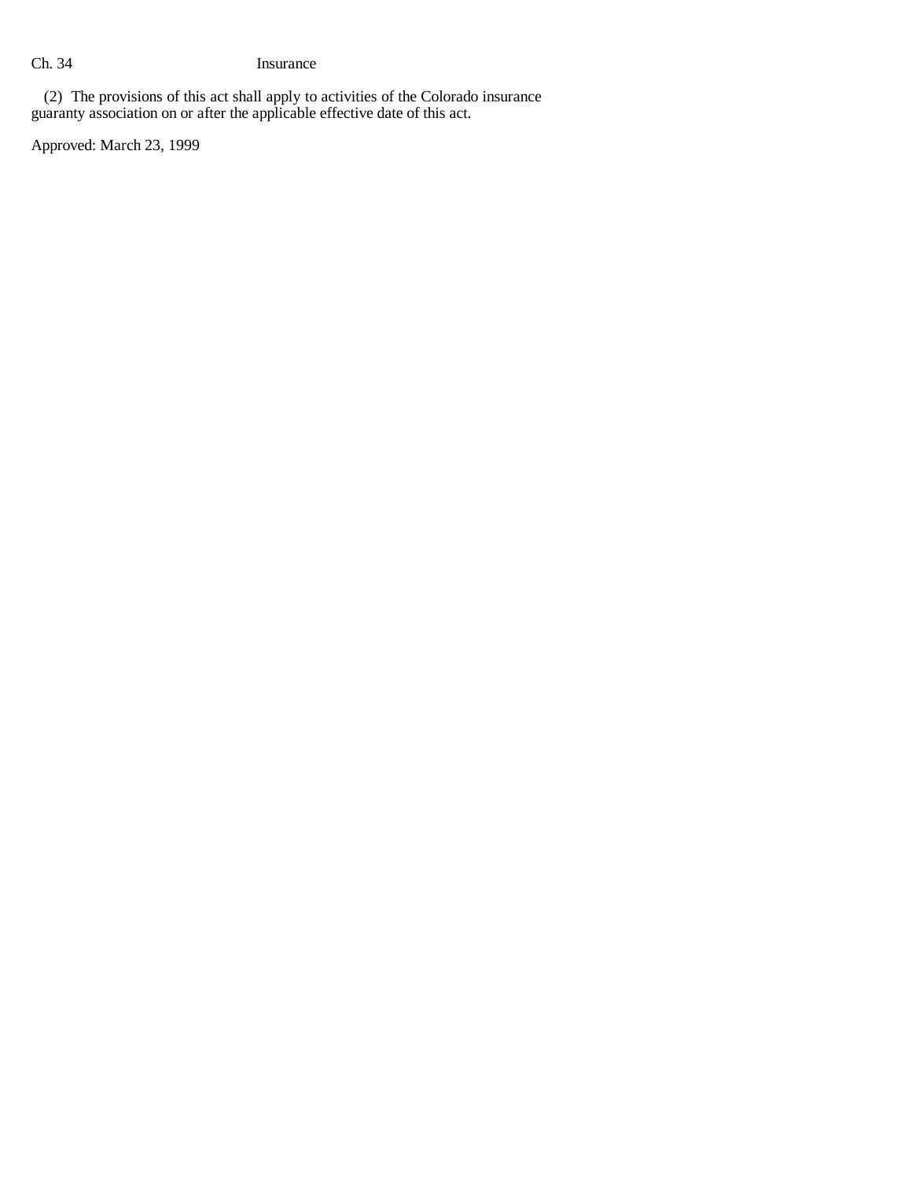(2) The provisions of this act shall apply to activities of the Colorado insurance guaranty association on or after the applicable effective date of this act.

Approved: March 23, 1999